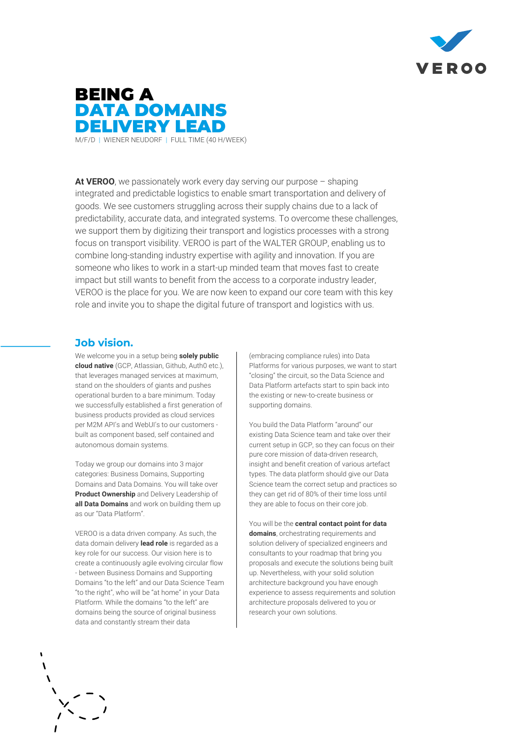# BEING A DATA DOMAINS DELIVERY LEAD

M/F/D | WIENER NEUDORF | FULL TIME (40 H/WEEK)

**At VEROO**, we passionately work every day serving our purpose – shaping integrated and predictable logistics to enable smart transportation and delivery of goods. We see customers struggling across their supply chains due to a lack of predictability, accurate data, and integrated systems. To overcome these challenges, we support them by digitizing their transport and logistics processes with a strong focus on transport visibility. VEROO is part of the WALTER GROUP, enabling us to combine long-standing industry expertise with agility and innovation. If you are someone who likes to work in a start-up minded team that moves fast to create impact but still wants to benefit from the access to a corporate industry leader, VEROO is the place for you. We are now keen to expand our core team with this key role and invite you to shape the digital future of transport and logistics with us.

## Job vision.

We welcome you in a setup being **solely public cloud native** (GCP, Atlassian, Github, Auth0 etc.), that leverages managed services at maximum, stand on the shoulders of giants and pushes operational burden to a bare minimum. Today we successfully established a first generation of business products provided as cloud services per M2M API's and WebUI's to our customers - built as component based, self contained and autonomous domain systems.

Today we group our domains into 3 major categories: Business Domains, Supporting Domains and Data Domains. You will take over **Product Ownership** and Delivery Leadership of **all Data Domains** and work on building them up as our "Data Platform".

VEROO is a data driven company. As such, the data domain delivery **lead role** is regarded as a key role for our success. Our vision here is to create a continuously agile evolving circular flow - between Business Domains and Supporting Domains "to the left" and our Data Science Team "to the right", who will be "at home" in your Data Platform. While the domains "to the left" are domains being the source of original business data and constantly stream their data (embracing compliance rules) into Data Platforms for various purposes, we want to start "closing" the circuit, so the Data Science and Data Platform artefacts start to spin back into the existing or new-to-create business or supporting domains.

You build the Data Platform "around" our existing Data Science team and take over their current setup in GCP, so they can focus on their pure core mission of data-driven research, insight and benefit creation of various artefact types. The data platform should give our Data Science team the correct setup and practices so they can get rid of 80% of their time loss until they are able to focus on their core job.

You will be the **central contact point for data domains**, orchestrating requirements and solution delivery of specialized engineers and consultants to your roadmap that bring you proposals and execute the solutions being built up. Nevertheless, with your solid solution architecture background you have enough experience to assess requirements and solution architecture proposals delivered to you or research your own solutions.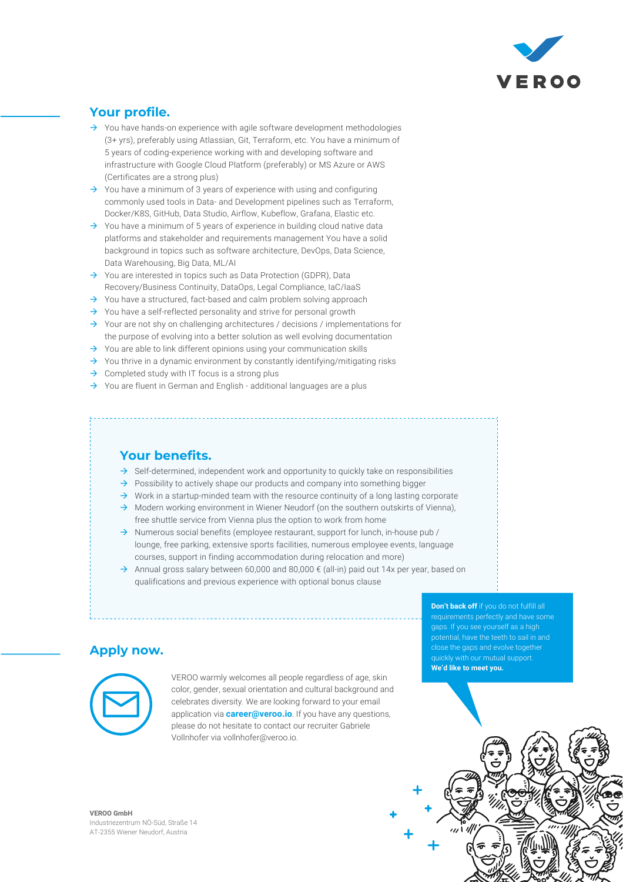## Your profile.

- You have hands-on experience with agile software development methodologies (3+ yrs), preferably using Atlassian, Git, Terraform, etc. You have a minimum of 5 years of coding-experience working with and developing software and infrastructure with Google Cloud Platform (preferably) or MS Azure or AWS (Certificates are a strong plus)
- You have a minimum of 3 years of experience with using and configuring commonly used tools in Data- and Development pipelines such as Terraform, Docker/K8S, GitHub, Data Studio, Airflow, Kubeflow, Grafana, Elastic etc.
- You have a minimum of 5 years of experience in building cloud native data platforms and stakeholder and requirements management You have a solid background in topics such as software architecture, DevOps, Data Science, Data Warehousing, Big Data, ML/AI
- You are interested in topics such as Data Protection (GDPR), Data Recovery/Business Continuity, DataOps, Legal Compliance, IaC/IaaS
- You have a structured, fact-based and calm problem solving approach
- You have a self-reflected personality and strive for personal growth
- Your are not shy on challenging architectures / decisions / implementations for the purpose of evolving into a better solution as well evolving documentation
- You are able to link different opinions using your communication skills
- You thrive in a dynamic environment by constantly identifying/mitigating risks
- Completed study with IT focus is a strong plus
- You are fluent in German and English - additional languages are a plus

## Your benefits.

- Self-determined, independent work and opportunity to quickly take on responsibilities
- Possibility to actively shape our products and company into something bigger
- Work in a startup-minded team with the resource continuity of a long lasting corporate
- Modern working environment in Wiener Neudorf (on the southern outskirts of Vienna), free shuttle service from Vienna plus the option to work from home
- Numerous social benefits (employee restaurant, support for lunch, in-house pub / lounge, free parking, extensive sports facilities, numerous employee events, language courses, support in finding accommodation during relocation and more)
- Annual gross salary between 60,000 and 80,000 € (all-in) paid out 14x per year, based on qualifications and previous experience with optional bonus clause

**Don't back off** if you do not fulfill all requirements perfectly and have some gaps. If you see yourself as a high potential, have the teeth to sail in and close the gaps and evolve together quickly with our mutual support. **We'd like to meet you.**

## Apply now.

VEROO warmly welcomes all people regardless of age, skin color, gender, sexual orientation and cultural background and celebrates diversity. We are looking forward to your email application via **career@veroo.io**. If you have any questions, please do not hesitate to contact our recruiter Gabriele Vollnhofer via vollnhofer@veroo.io.

**VEROO GmbH**
Industriezentrum NÖ-Süd, Straße 14
AT-2355 Wiener Neudorf, Austria